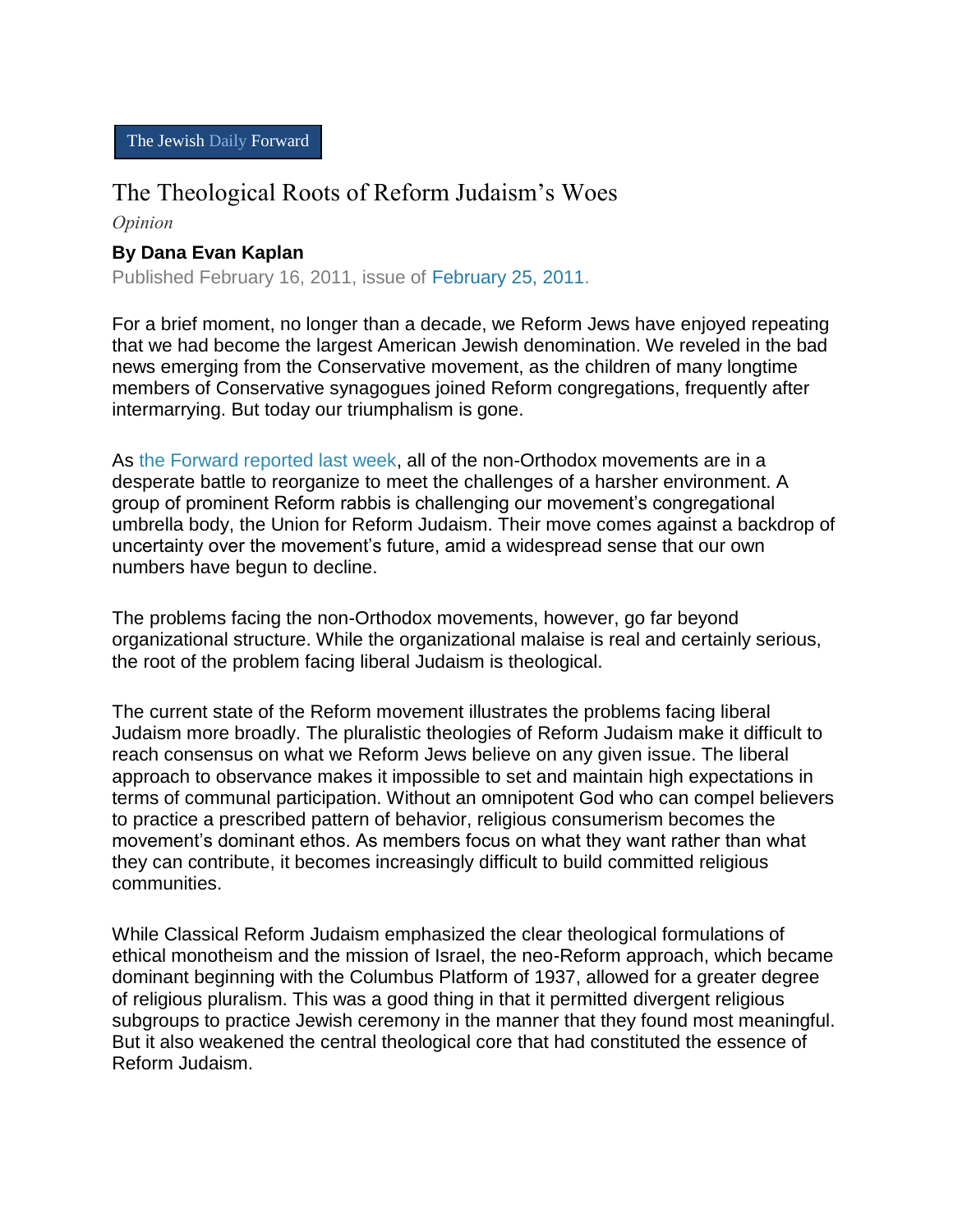The Jewish Daily Forward

# The Theological Roots of Reform Judaism's Woes

*Opinion*

**By Dana Evan Kaplan**

Published February 16, 2011, issue of February 25, 2011.

For a brief moment, no longer than a decade, we Reform Jews have enjoyed repeating that we had become the largest American Jewish denomination. We reveled in the bad news emerging from the Conservative movement, as the children of many longtime members of Conservative synagogues joined Reform congregations, frequently after intermarrying. But today our triumphalism is gone.

As the Forward reported last week, all of the non-Orthodox movements are in a desperate battle to reorganize to meet the challenges of a harsher environment. A group of prominent Reform rabbis is challenging our movement's congregational umbrella body, the Union for Reform Judaism. Their move comes against a backdrop of uncertainty over the movement's future, amid a widespread sense that our own numbers have begun to decline.

The problems facing the non-Orthodox movements, however, go far beyond organizational structure. While the organizational malaise is real and certainly serious, the root of the problem facing liberal Judaism is theological.

The current state of the Reform movement illustrates the problems facing liberal Judaism more broadly. The pluralistic theologies of Reform Judaism make it difficult to reach consensus on what we Reform Jews believe on any given issue. The liberal approach to observance makes it impossible to set and maintain high expectations in terms of communal participation. Without an omnipotent God who can compel believers to practice a prescribed pattern of behavior, religious consumerism becomes the movement's dominant ethos. As members focus on what they want rather than what they can contribute, it becomes increasingly difficult to build committed religious communities.

While Classical Reform Judaism emphasized the clear theological formulations of ethical monotheism and the mission of Israel, the neo-Reform approach, which became dominant beginning with the Columbus Platform of 1937, allowed for a greater degree of religious pluralism. This was a good thing in that it permitted divergent religious subgroups to practice Jewish ceremony in the manner that they found most meaningful. But it also weakened the central theological core that had constituted the essence of Reform Judaism.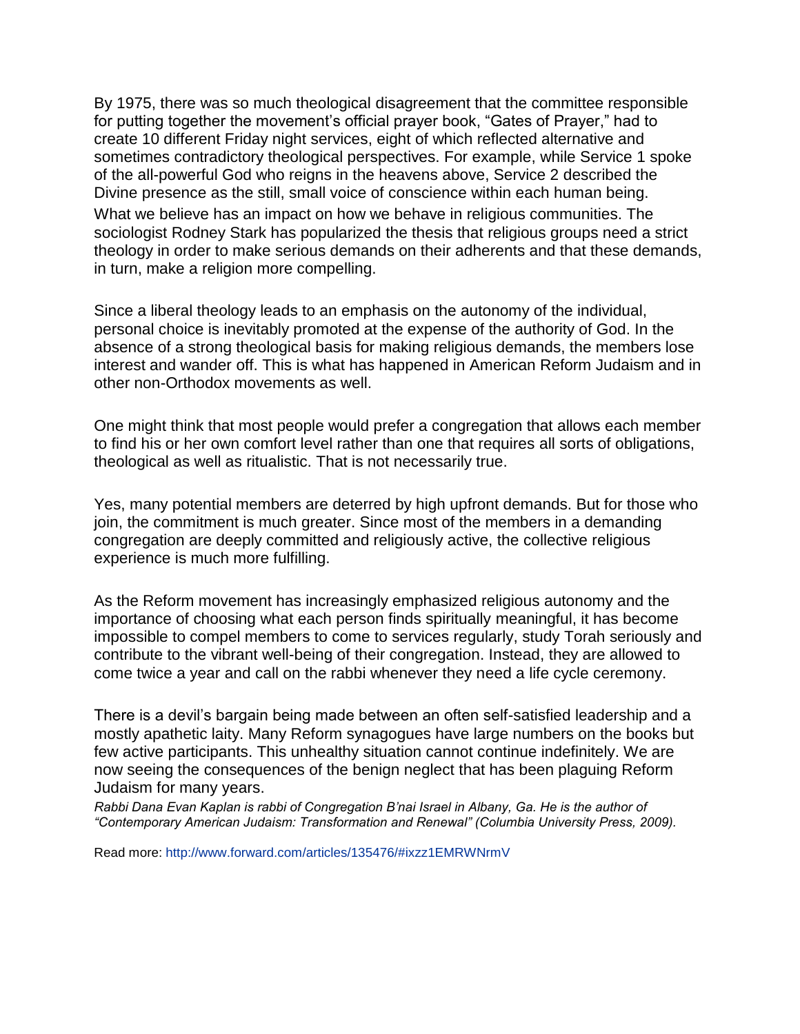By 1975, there was so much theological disagreement that the committee responsible for putting together the movement's official prayer book, "Gates of Prayer," had to create 10 different Friday night services, eight of which reflected alternative and sometimes contradictory theological perspectives. For example, while Service 1 spoke of the all-powerful God who reigns in the heavens above, Service 2 described the Divine presence as the still, small voice of conscience within each human being.

What we believe has an impact on how we behave in religious communities. The sociologist Rodney Stark has popularized the thesis that religious groups need a strict theology in order to make serious demands on their adherents and that these demands, in turn, make a religion more compelling.

Since a liberal theology leads to an emphasis on the autonomy of the individual, personal choice is inevitably promoted at the expense of the authority of God. In the absence of a strong theological basis for making religious demands, the members lose interest and wander off. This is what has happened in American Reform Judaism and in other non-Orthodox movements as well.

One might think that most people would prefer a congregation that allows each member to find his or her own comfort level rather than one that requires all sorts of obligations, theological as well as ritualistic. That is not necessarily true.

Yes, many potential members are deterred by high upfront demands. But for those who join, the commitment is much greater. Since most of the members in a demanding congregation are deeply committed and religiously active, the collective religious experience is much more fulfilling.

As the Reform movement has increasingly emphasized religious autonomy and the importance of choosing what each person finds spiritually meaningful, it has become impossible to compel members to come to services regularly, study Torah seriously and contribute to the vibrant well-being of their congregation. Instead, they are allowed to come twice a year and call on the rabbi whenever they need a life cycle ceremony.

There is a devil's bargain being made between an often self-satisfied leadership and a mostly apathetic laity. Many Reform synagogues have large numbers on the books but few active participants. This unhealthy situation cannot continue indefinitely. We are now seeing the consequences of the benign neglect that has been plaguing Reform Judaism for many years.

*Rabbi Dana Evan Kaplan is rabbi of Congregation B'nai Israel in Albany, Ga. He is the author of "Contemporary American Judaism: Transformation and Renewal" (Columbia University Press, 2009).*

Read more: http://www.forward.com/articles/135476/#ixzz1EMRWNrmV